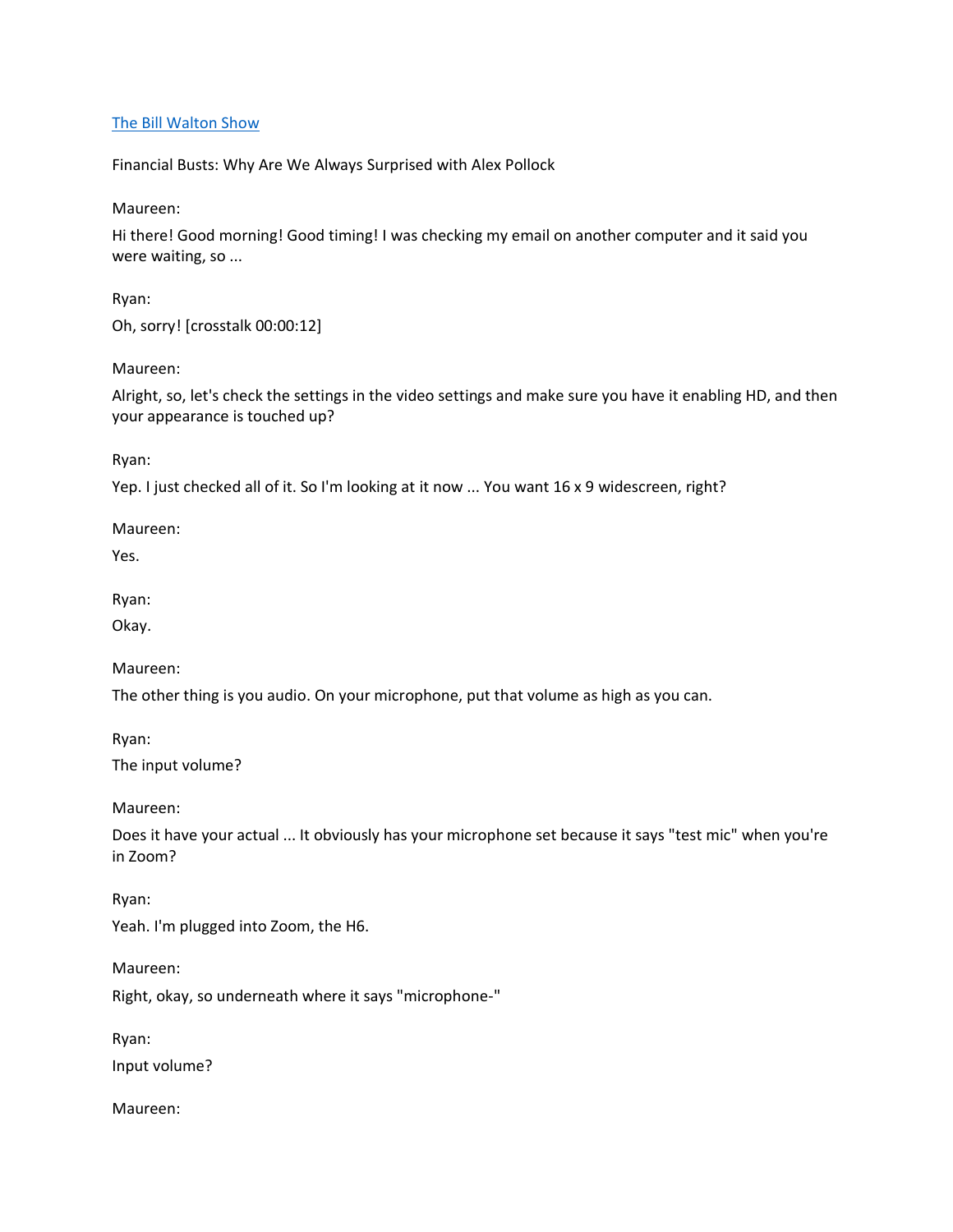[The Bill Walton Show](#)

Financial Busts: Why Are We Always Surprised with Alex Pollock

Maureen:

Hi there! Good morning! Good timing! I was checking my email on another computer and it said you were waiting, so ...

Ryan:

Oh, sorry! [crosstalk 00:00:12]

Maureen:

Alright, so, let's check the settings in the video settings and make sure you have it enabling HD, and then your appearance is touched up?

Ryan:

Yep. I just checked all of it. So I'm looking at it now ... You want 16 x 9 widescreen, right?

Maureen:

Yes.

Ryan:

Okay.

Maureen:

The other thing is you audio. On your microphone, put that volume as high as you can.

Ryan:

The input volume?

Maureen:

Does it have your actual ... It obviously has your microphone set because it says "test mic" when you're in Zoom?

Ryan:

Yeah. I'm plugged into Zoom, the H6.

Maureen:

Right, okay, so underneath where it says "microphone-"

Ryan:

Input volume?

Maureen: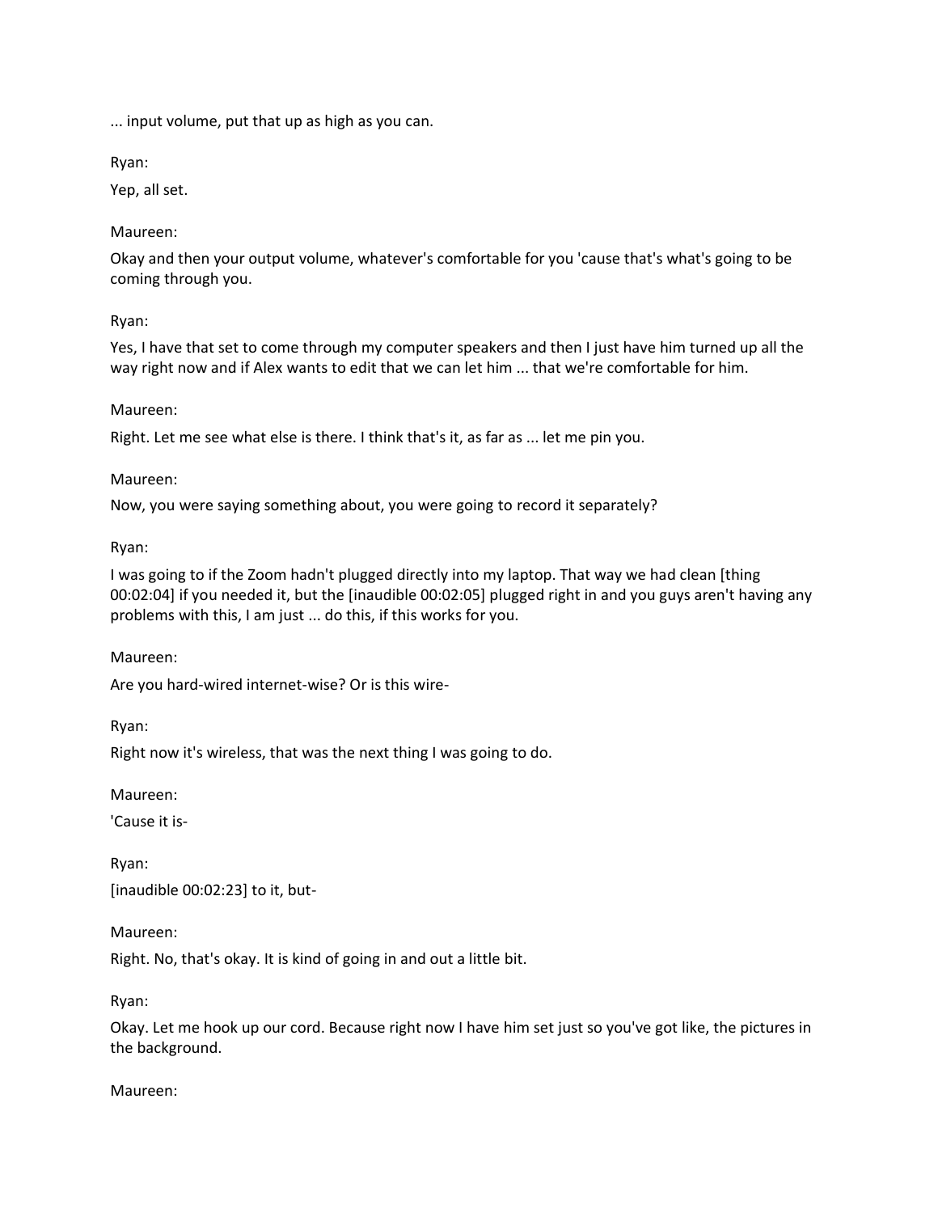... input volume, put that up as high as you can.

Ryan:

Yep, all set.

Maureen:

Okay and then your output volume, whatever's comfortable for you 'cause that's what's going to be coming through you.

Ryan:

Yes, I have that set to come through my computer speakers and then I just have him turned up all the way right now and if Alex wants to edit that we can let him ... that we're comfortable for him.

Maureen:

Right. Let me see what else is there. I think that's it, as far as ... let me pin you.

Maureen:

Now, you were saying something about, you were going to record it separately?

Ryan:

I was going to if the Zoom hadn't plugged directly into my laptop. That way we had clean [thing 00:02:04] if you needed it, but the [inaudible 00:02:05] plugged right in and you guys aren't having any problems with this, I am just ... do this, if this works for you.

Maureen:

Are you hard-wired internet-wise? Or is this wire-

Ryan:

Right now it's wireless, that was the next thing I was going to do.

Maureen:

'Cause it is-

Ryan:

[inaudible 00:02:23] to it, but-

Maureen:

Right. No, that's okay. It is kind of going in and out a little bit.

Ryan:

Okay. Let me hook up our cord. Because right now I have him set just so you've got like, the pictures in the background.

Maureen: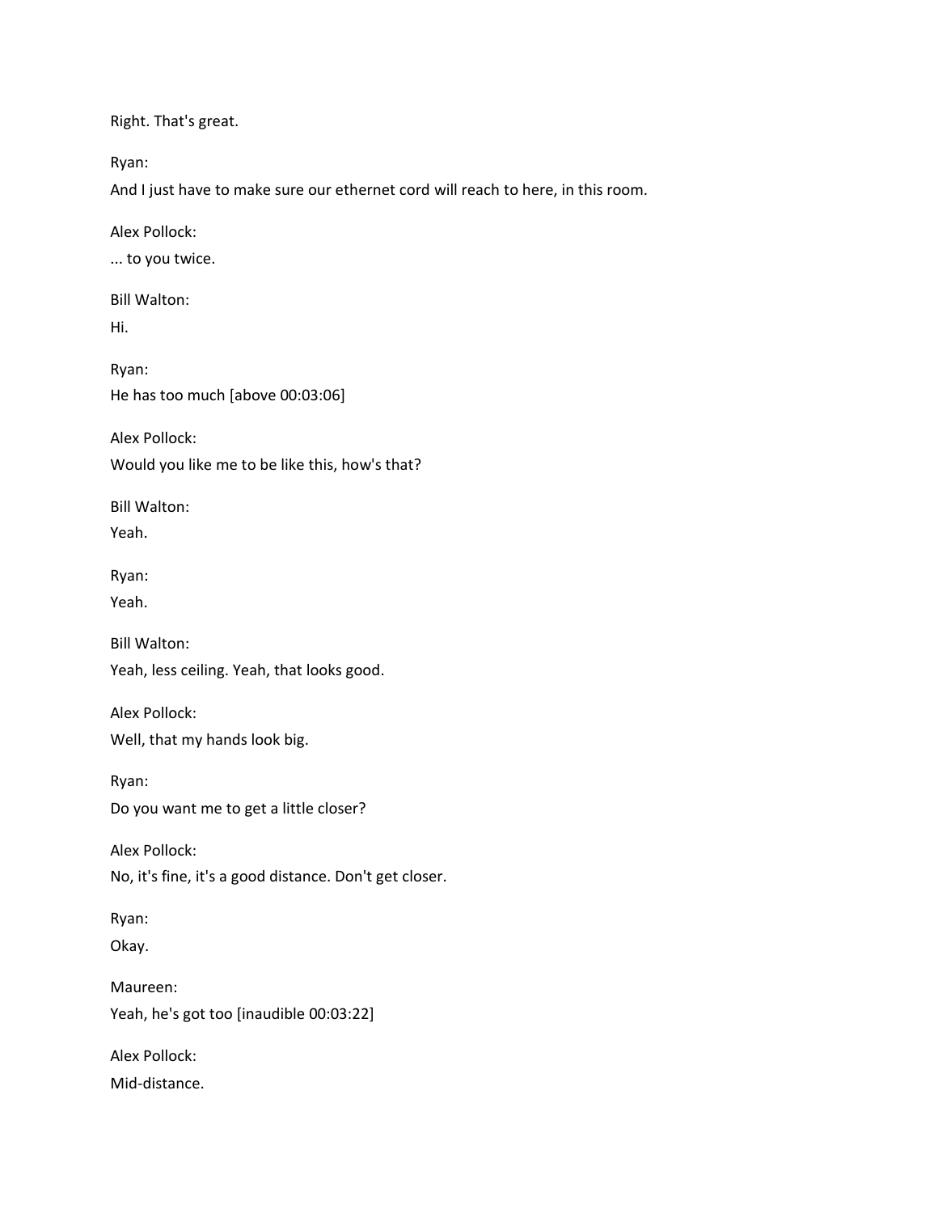Right. That's great.

Ryan:

And I just have to make sure our ethernet cord will reach to here, in this room.

Alex Pollock:

... to you twice.

Bill Walton:

Hi.

Ryan:

He has too much [above 00:03:06]

Alex Pollock:

Would you like me to be like this, how's that?

Bill Walton:

Yeah.

Ryan:

Yeah.

Bill Walton:

Yeah, less ceiling. Yeah, that looks good.

Alex Pollock:

Well, that my hands look big.

Ryan:

Do you want me to get a little closer?

Alex Pollock:

No, it's fine, it's a good distance. Don't get closer.

Ryan:

Okay.

Maureen:

Yeah, he's got too [inaudible 00:03:22]

Alex Pollock:

Mid-distance.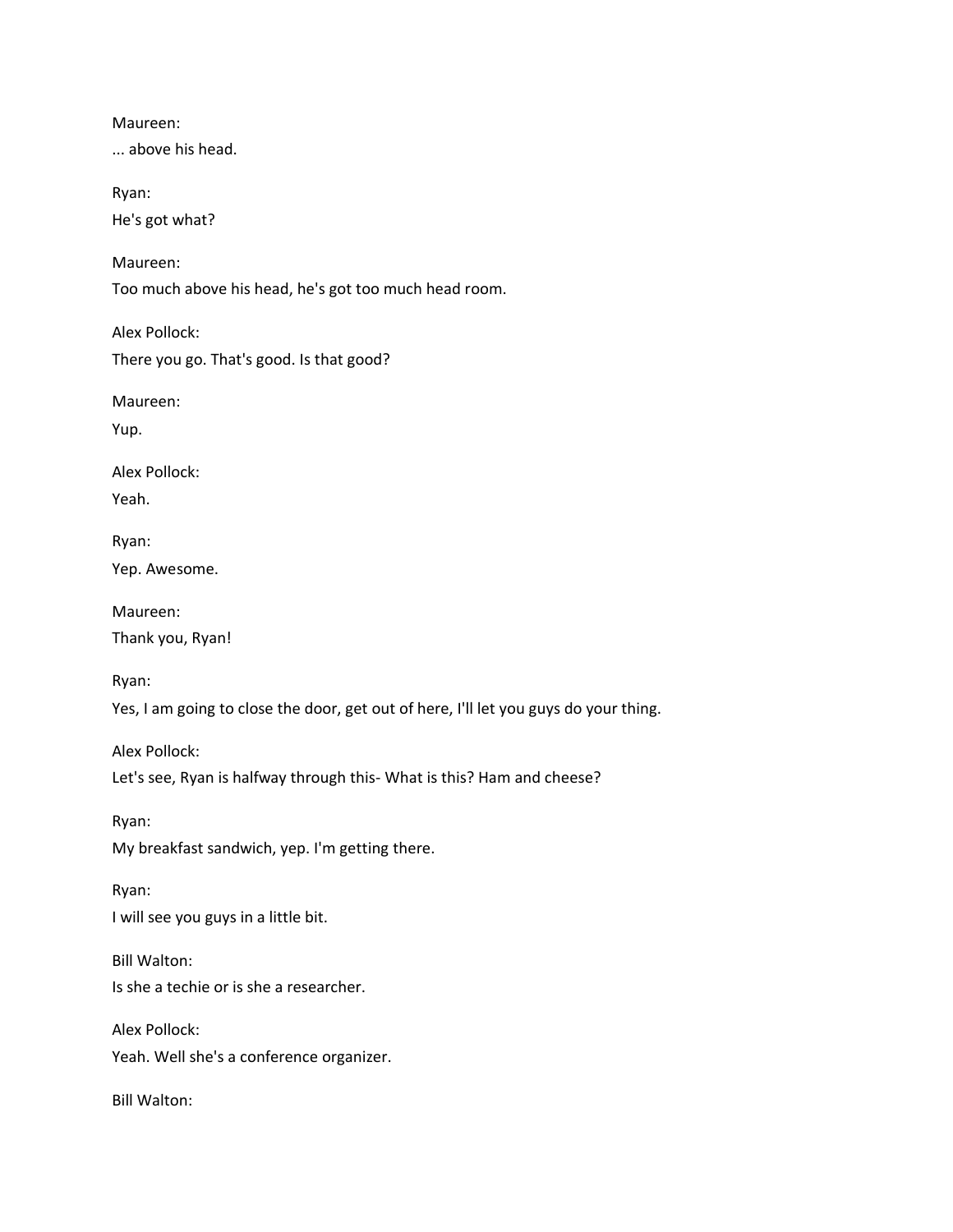Maureen:
... above his head.

Ryan:
He's got what?

Maureen:
Too much above his head, he's got too much head room.

Alex Pollock:
There you go. That's good. Is that good?

Maureen:
Yup.

Alex Pollock:
Yeah.

Ryan:
Yep. Awesome.

Maureen:
Thank you, Ryan!

Ryan:
Yes, I am going to close the door, get out of here, I'll let you guys do your thing.

Alex Pollock:
Let's see, Ryan is halfway through this- What is this? Ham and cheese?

Ryan:
My breakfast sandwich, yep. I'm getting there.

Ryan:
I will see you guys in a little bit.

Bill Walton:
Is she a techie or is she a researcher.

Alex Pollock:
Yeah. Well she's a conference organizer.

Bill Walton: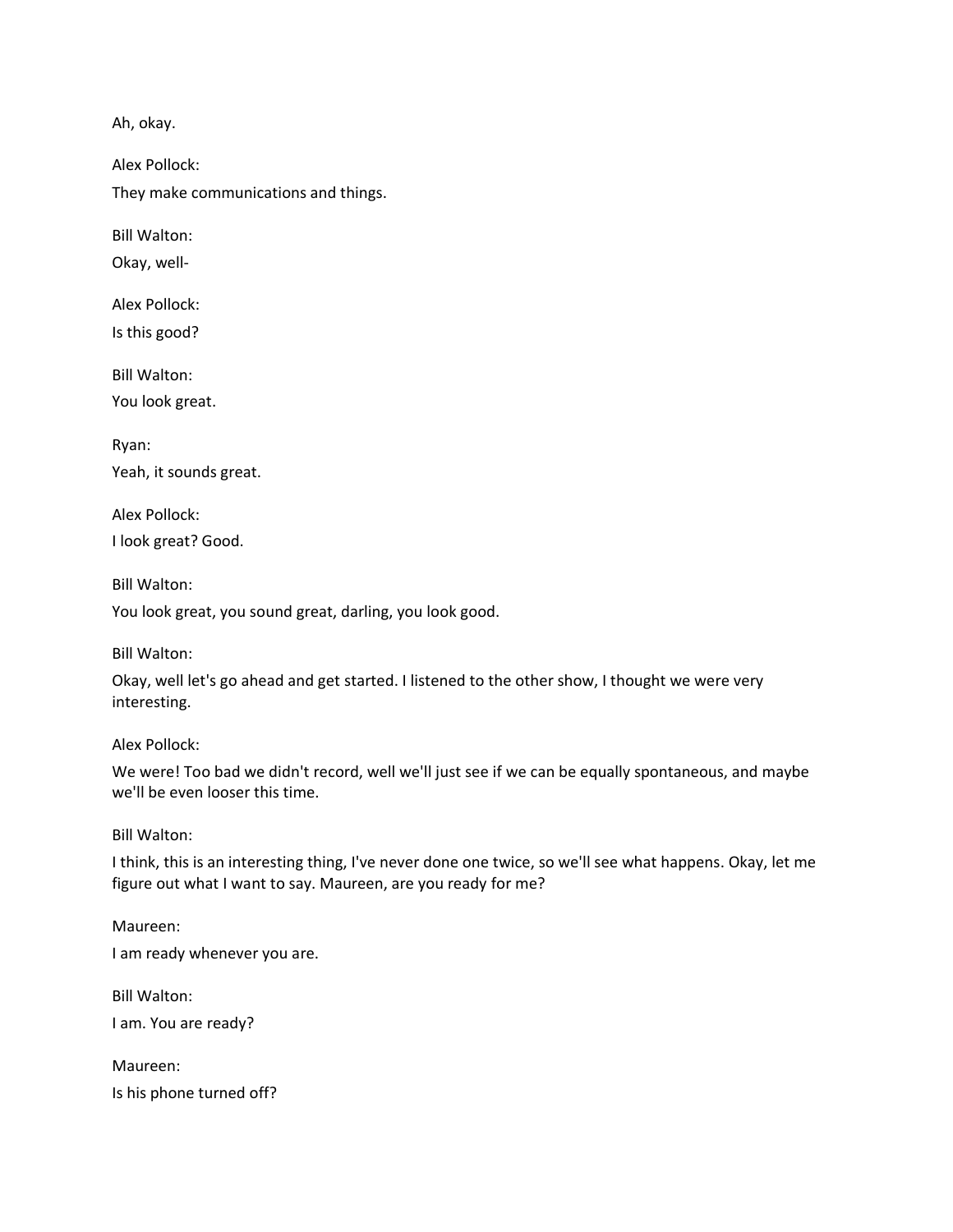Ah, okay.

Alex Pollock:

They make communications and things.

Bill Walton:

Okay, well-

Alex Pollock:

Is this good?

Bill Walton:

You look great.

Ryan:

Yeah, it sounds great.

Alex Pollock:

I look great? Good.

Bill Walton:

You look great, you sound great, darling, you look good.

Bill Walton:

Okay, well let's go ahead and get started. I listened to the other show, I thought we were very interesting.

Alex Pollock:

We were! Too bad we didn't record, well we'll just see if we can be equally spontaneous, and maybe we'll be even looser this time.

Bill Walton:

I think, this is an interesting thing, I've never done one twice, so we'll see what happens. Okay, let me figure out what I want to say. Maureen, are you ready for me?

Maureen:

I am ready whenever you are.

Bill Walton:

I am. You are ready?

Maureen:

Is his phone turned off?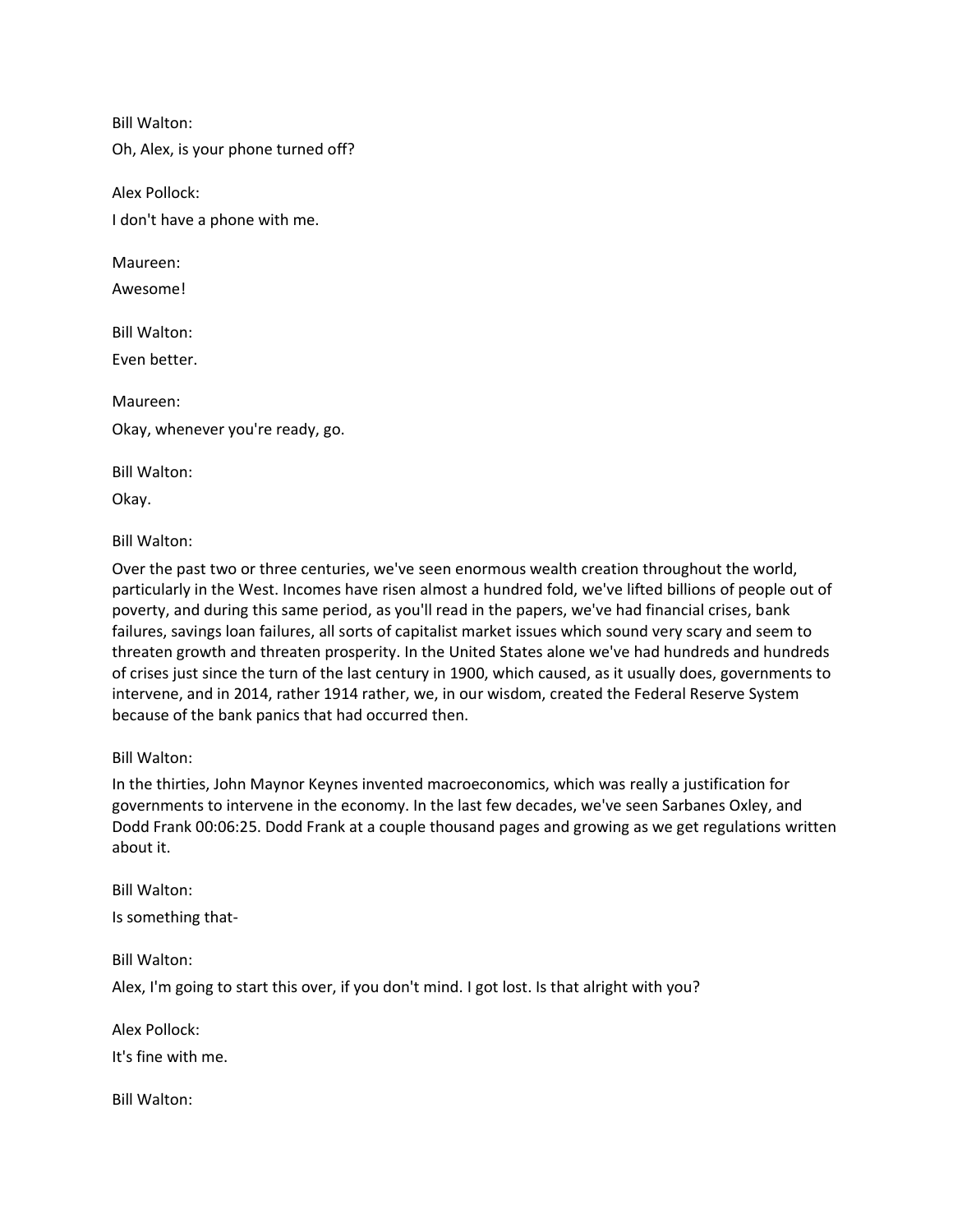Bill Walton:

Oh, Alex, is your phone turned off?

Alex Pollock:

I don't have a phone with me.

Maureen:

Awesome!

Bill Walton:

Even better.

Maureen:

Okay, whenever you're ready, go.

Bill Walton:

Okay.

Bill Walton:

Over the past two or three centuries, we've seen enormous wealth creation throughout the world, particularly in the West. Incomes have risen almost a hundred fold, we've lifted billions of people out of poverty, and during this same period, as you'll read in the papers, we've had financial crises, bank failures, savings loan failures, all sorts of capitalist market issues which sound very scary and seem to threaten growth and threaten prosperity. In the United States alone we've had hundreds and hundreds of crises just since the turn of the last century in 1900, which caused, as it usually does, governments to intervene, and in 2014, rather 1914 rather, we, in our wisdom, created the Federal Reserve System because of the bank panics that had occurred then.

Bill Walton:

In the thirties, John Maynor Keynes invented macroeconomics, which was really a justification for governments to intervene in the economy. In the last few decades, we've seen Sarbanes Oxley, and Dodd Frank 00:06:25. Dodd Frank at a couple thousand pages and growing as we get regulations written about it.

Bill Walton:

Is something that-

Bill Walton:

Alex, I'm going to start this over, if you don't mind. I got lost. Is that alright with you?

Alex Pollock:

It's fine with me.

Bill Walton: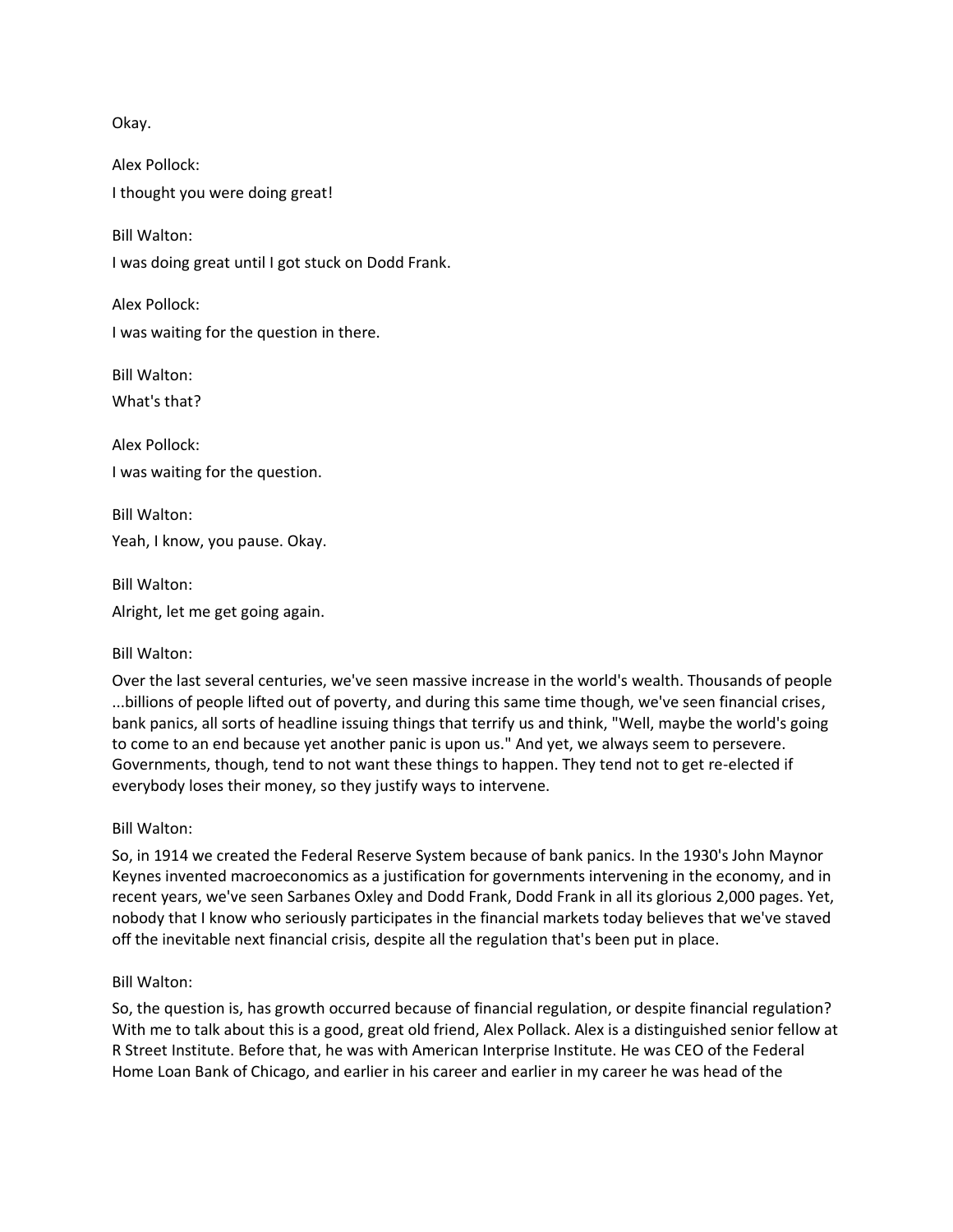Okay.

Alex Pollock:

I thought you were doing great!

Bill Walton:

I was doing great until I got stuck on Dodd Frank.

Alex Pollock:

I was waiting for the question in there.

Bill Walton:

What's that?

Alex Pollock:

I was waiting for the question.

Bill Walton:

Yeah, I know, you pause. Okay.

Bill Walton:

Alright, let me get going again.

Bill Walton:

Over the last several centuries, we've seen massive increase in the world's wealth. Thousands of people ...billions of people lifted out of poverty, and during this same time though, we've seen financial crises, bank panics, all sorts of headline issuing things that terrify us and think, "Well, maybe the world's going to come to an end because yet another panic is upon us." And yet, we always seem to persevere. Governments, though, tend to not want these things to happen. They tend not to get re-elected if everybody loses their money, so they justify ways to intervene.

Bill Walton:

So, in 1914 we created the Federal Reserve System because of bank panics. In the 1930's John Maynor Keynes invented macroeconomics as a justification for governments intervening in the economy, and in recent years, we've seen Sarbanes Oxley and Dodd Frank, Dodd Frank in all its glorious 2,000 pages. Yet, nobody that I know who seriously participates in the financial markets today believes that we've staved off the inevitable next financial crisis, despite all the regulation that's been put in place.

Bill Walton:

So, the question is, has growth occurred because of financial regulation, or despite financial regulation? With me to talk about this is a good, great old friend, Alex Pollack. Alex is a distinguished senior fellow at R Street Institute. Before that, he was with American Interprise Institute. He was CEO of the Federal Home Loan Bank of Chicago, and earlier in his career and earlier in my career he was head of the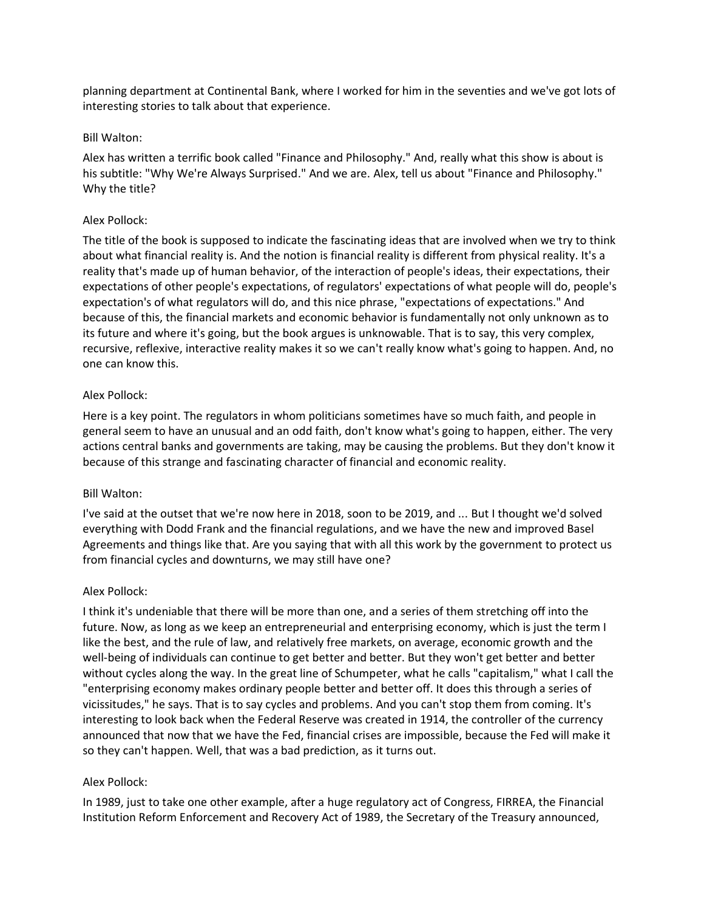planning department at Continental Bank, where I worked for him in the seventies and we've got lots of interesting stories to talk about that experience.

Bill Walton:

Alex has written a terrific book called "Finance and Philosophy." And, really what this show is about is his subtitle: "Why We're Always Surprised." And we are. Alex, tell us about "Finance and Philosophy." Why the title?

Alex Pollock:

The title of the book is supposed to indicate the fascinating ideas that are involved when we try to think about what financial reality is. And the notion is financial reality is different from physical reality. It's a reality that's made up of human behavior, of the interaction of people's ideas, their expectations, their expectations of other people's expectations, of regulators' expectations of what people will do, people's expectation's of what regulators will do, and this nice phrase, "expectations of expectations." And because of this, the financial markets and economic behavior is fundamentally not only unknown as to its future and where it's going, but the book argues is unknowable. That is to say, this very complex, recursive, reflexive, interactive reality makes it so we can't really know what's going to happen. And, no one can know this.

Alex Pollock:

Here is a key point. The regulators in whom politicians sometimes have so much faith, and people in general seem to have an unusual and an odd faith, don't know what's going to happen, either. The very actions central banks and governments are taking, may be causing the problems. But they don't know it because of this strange and fascinating character of financial and economic reality.

Bill Walton:

I've said at the outset that we're now here in 2018, soon to be 2019, and ... But I thought we'd solved everything with Dodd Frank and the financial regulations, and we have the new and improved Basel Agreements and things like that. Are you saying that with all this work by the government to protect us from financial cycles and downturns, we may still have one?

Alex Pollock:

I think it's undeniable that there will be more than one, and a series of them stretching off into the future. Now, as long as we keep an entrepreneurial and enterprising economy, which is just the term I like the best, and the rule of law, and relatively free markets, on average, economic growth and the well-being of individuals can continue to get better and better. But they won't get better and better without cycles along the way. In the great line of Schumpeter, what he calls "capitalism," what I call the "enterprising economy makes ordinary people better and better off. It does this through a series of vicissitudes," he says. That is to say cycles and problems. And you can't stop them from coming. It's interesting to look back when the Federal Reserve was created in 1914, the controller of the currency announced that now that we have the Fed, financial crises are impossible, because the Fed will make it so they can't happen. Well, that was a bad prediction, as it turns out.

Alex Pollock:

In 1989, just to take one other example, after a huge regulatory act of Congress, FIRREA, the Financial Institution Reform Enforcement and Recovery Act of 1989, the Secretary of the Treasury announced,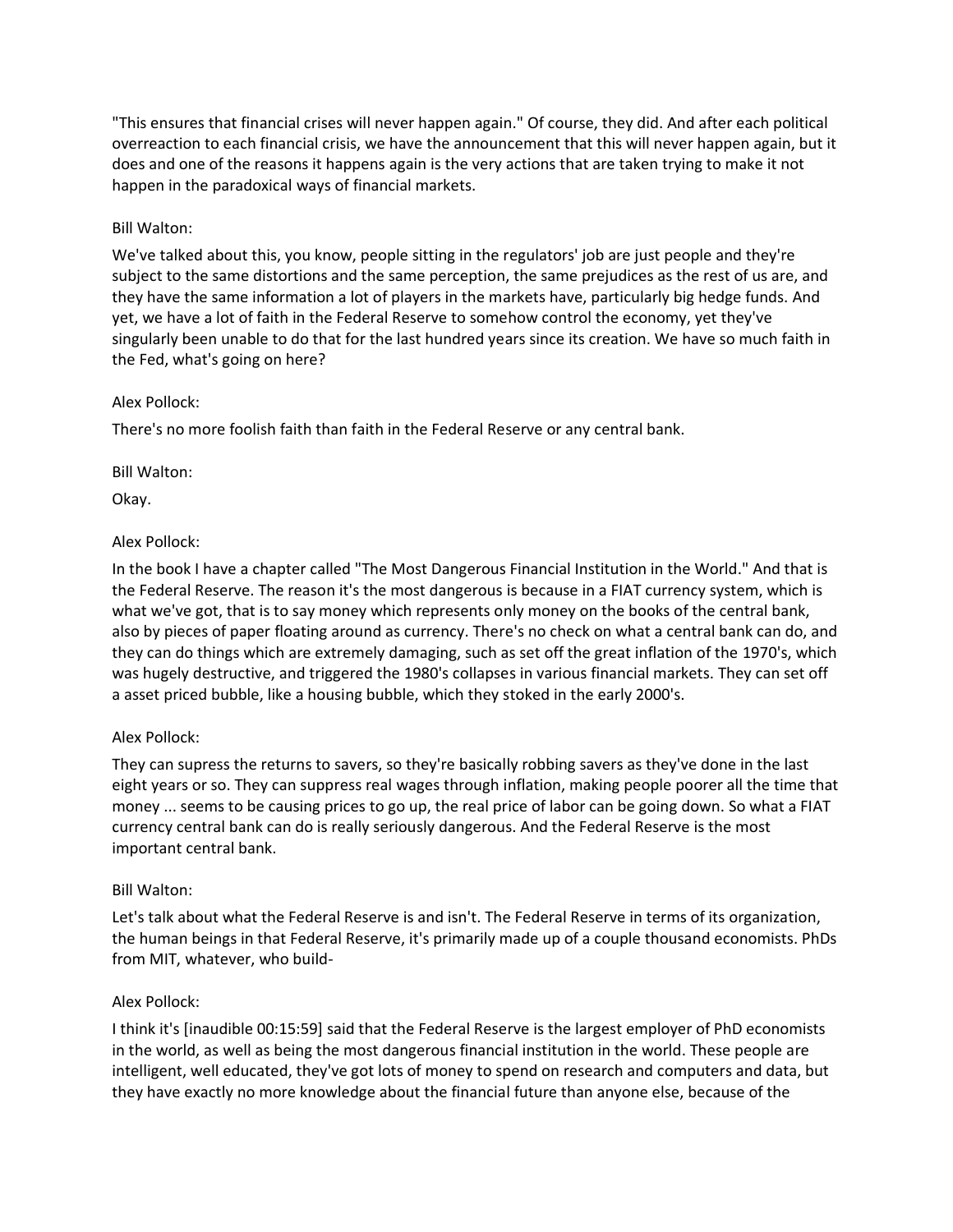"This ensures that financial crises will never happen again." Of course, they did. And after each political overreaction to each financial crisis, we have the announcement that this will never happen again, but it does and one of the reasons it happens again is the very actions that are taken trying to make it not happen in the paradoxical ways of financial markets.

Bill Walton:

We've talked about this, you know, people sitting in the regulators' job are just people and they're subject to the same distortions and the same perception, the same prejudices as the rest of us are, and they have the same information a lot of players in the markets have, particularly big hedge funds. And yet, we have a lot of faith in the Federal Reserve to somehow control the economy, yet they've singularly been unable to do that for the last hundred years since its creation. We have so much faith in the Fed, what's going on here?

Alex Pollock:

There's no more foolish faith than faith in the Federal Reserve or any central bank.

Bill Walton:

Okay.

Alex Pollock:

In the book I have a chapter called "The Most Dangerous Financial Institution in the World." And that is the Federal Reserve. The reason it's the most dangerous is because in a FIAT currency system, which is what we've got, that is to say money which represents only money on the books of the central bank, also by pieces of paper floating around as currency. There's no check on what a central bank can do, and they can do things which are extremely damaging, such as set off the great inflation of the 1970's, which was hugely destructive, and triggered the 1980's collapses in various financial markets. They can set off a asset priced bubble, like a housing bubble, which they stoked in the early 2000's.

Alex Pollock:

They can supress the returns to savers, so they're basically robbing savers as they've done in the last eight years or so. They can suppress real wages through inflation, making people poorer all the time that money ... seems to be causing prices to go up, the real price of labor can be going down. So what a FIAT currency central bank can do is really seriously dangerous. And the Federal Reserve is the most important central bank.

Bill Walton:

Let's talk about what the Federal Reserve is and isn't. The Federal Reserve in terms of its organization, the human beings in that Federal Reserve, it's primarily made up of a couple thousand economists. PhDs from MIT, whatever, who build-

Alex Pollock:

I think it's [inaudible 00:15:59] said that the Federal Reserve is the largest employer of PhD economists in the world, as well as being the most dangerous financial institution in the world. These people are intelligent, well educated, they've got lots of money to spend on research and computers and data, but they have exactly no more knowledge about the financial future than anyone else, because of the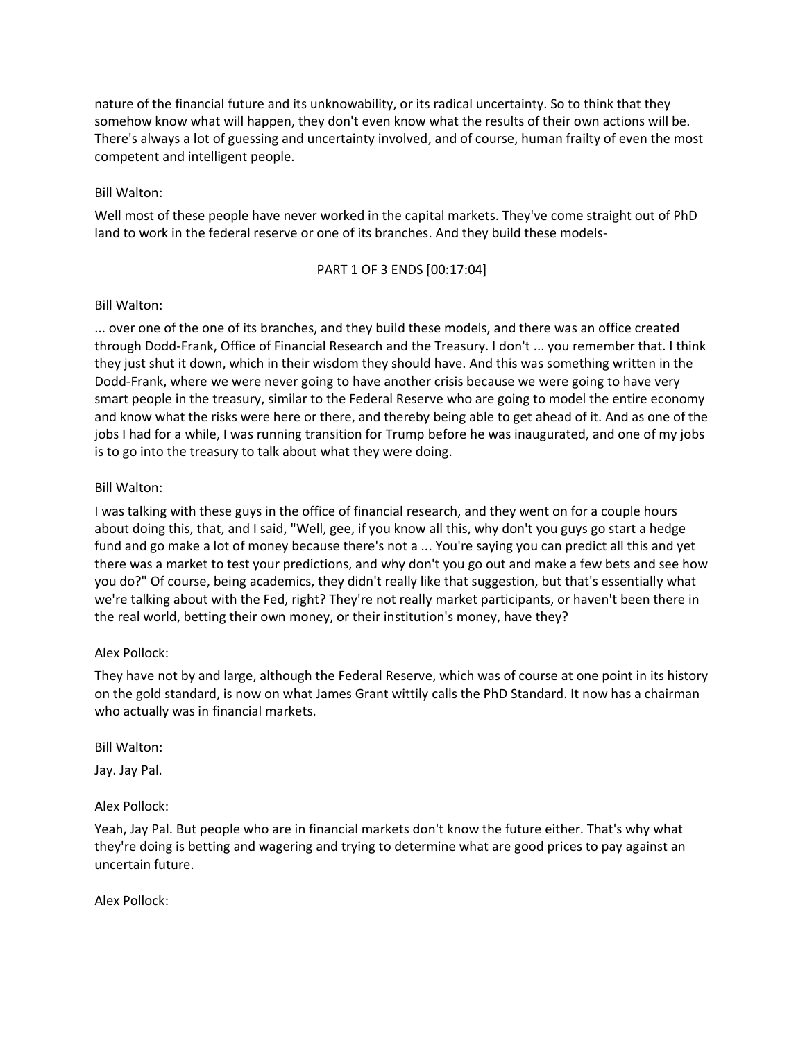nature of the financial future and its unknowability, or its radical uncertainty. So to think that they somehow know what will happen, they don't even know what the results of their own actions will be. There's always a lot of guessing and uncertainty involved, and of course, human frailty of even the most competent and intelligent people.

Bill Walton:

Well most of these people have never worked in the capital markets. They've come straight out of PhD land to work in the federal reserve or one of its branches. And they build these models-

PART 1 OF 3 ENDS [00:17:04]

Bill Walton:

... over one of the one of its branches, and they build these models, and there was an office created through Dodd-Frank, Office of Financial Research and the Treasury. I don't ... you remember that. I think they just shut it down, which in their wisdom they should have. And this was something written in the Dodd-Frank, where we were never going to have another crisis because we were going to have very smart people in the treasury, similar to the Federal Reserve who are going to model the entire economy and know what the risks were here or there, and thereby being able to get ahead of it. And as one of the jobs I had for a while, I was running transition for Trump before he was inaugurated, and one of my jobs is to go into the treasury to talk about what they were doing.

Bill Walton:

I was talking with these guys in the office of financial research, and they went on for a couple hours about doing this, that, and I said, "Well, gee, if you know all this, why don't you guys go start a hedge fund and go make a lot of money because there's not a ... You're saying you can predict all this and yet there was a market to test your predictions, and why don't you go out and make a few bets and see how you do?" Of course, being academics, they didn't really like that suggestion, but that's essentially what we're talking about with the Fed, right? They're not really market participants, or haven't been there in the real world, betting their own money, or their institution's money, have they?

Alex Pollock:

They have not by and large, although the Federal Reserve, which was of course at one point in its history on the gold standard, is now on what James Grant wittily calls the PhD Standard. It now has a chairman who actually was in financial markets.

Bill Walton:

Jay. Jay Pal.

Alex Pollock:

Yeah, Jay Pal. But people who are in financial markets don't know the future either. That's why what they're doing is betting and wagering and trying to determine what are good prices to pay against an uncertain future.

Alex Pollock: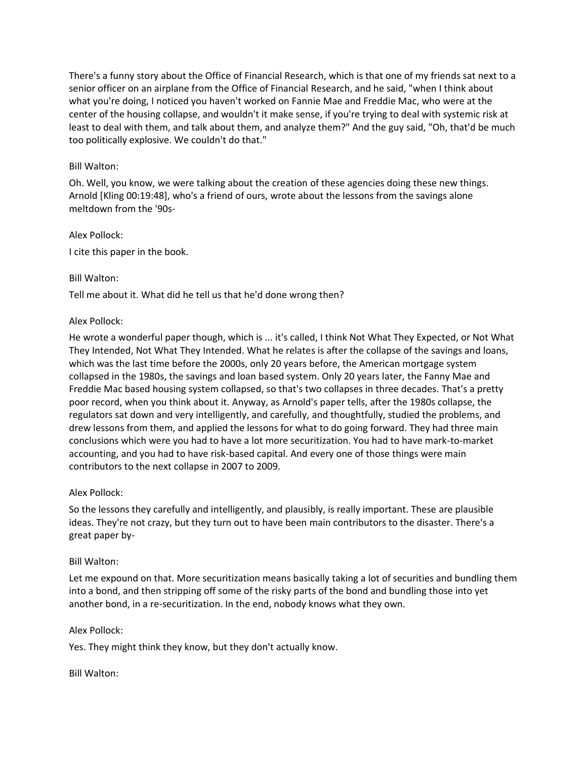There's a funny story about the Office of Financial Research, which is that one of my friends sat next to a senior officer on an airplane from the Office of Financial Research, and he said, "when I think about what you're doing, I noticed you haven't worked on Fannie Mae and Freddie Mac, who were at the center of the housing collapse, and wouldn't it make sense, if you're trying to deal with systemic risk at least to deal with them, and talk about them, and analyze them?" And the guy said, "Oh, that'd be much too politically explosive. We couldn't do that."

Bill Walton:

Oh. Well, you know, we were talking about the creation of these agencies doing these new things. Arnold [Kling 00:19:48], who's a friend of ours, wrote about the lessons from the savings alone meltdown from the '90s-

Alex Pollock:

I cite this paper in the book.

Bill Walton:

Tell me about it. What did he tell us that he'd done wrong then?

Alex Pollock:

He wrote a wonderful paper though, which is ... it's called, I think Not What They Expected, or Not What They Intended, Not What They Intended. What he relates is after the collapse of the savings and loans, which was the last time before the 2000s, only 20 years before, the American mortgage system collapsed in the 1980s, the savings and loan based system. Only 20 years later, the Fanny Mae and Freddie Mac based housing system collapsed, so that's two collapses in three decades. That's a pretty poor record, when you think about it. Anyway, as Arnold's paper tells, after the 1980s collapse, the regulators sat down and very intelligently, and carefully, and thoughtfully, studied the problems, and drew lessons from them, and applied the lessons for what to do going forward. They had three main conclusions which were you had to have a lot more securitization. You had to have mark-to-market accounting, and you had to have risk-based capital. And every one of those things were main contributors to the next collapse in 2007 to 2009.

Alex Pollock:

So the lessons they carefully and intelligently, and plausibly, is really important. These are plausible ideas. They're not crazy, but they turn out to have been main contributors to the disaster. There's a great paper by-

Bill Walton:

Let me expound on that. More securitization means basically taking a lot of securities and bundling them into a bond, and then stripping off some of the risky parts of the bond and bundling those into yet another bond, in a re-securitization. In the end, nobody knows what they own.

Alex Pollock:

Yes. They might think they know, but they don't actually know.

Bill Walton: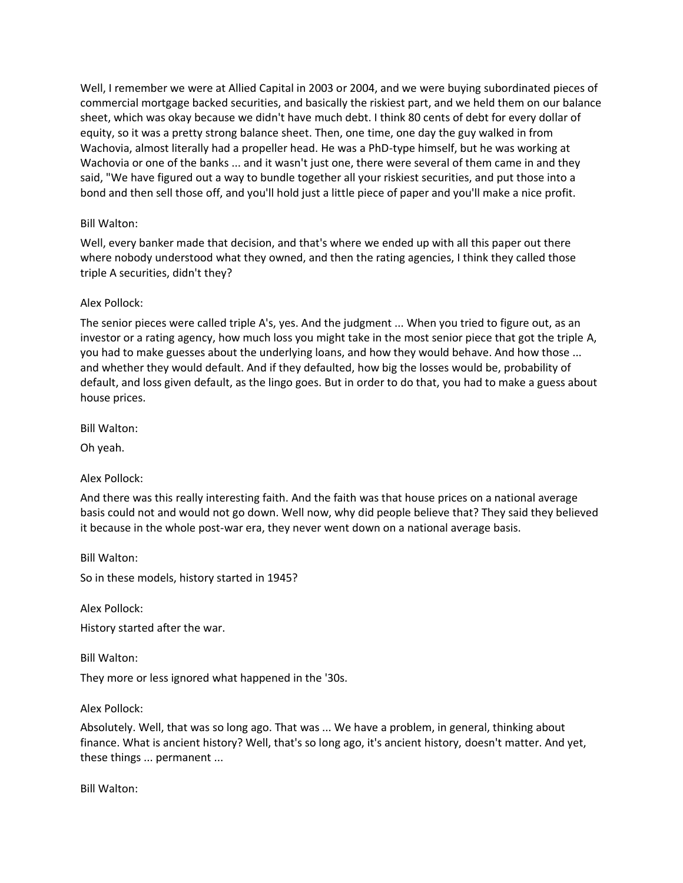Well, I remember we were at Allied Capital in 2003 or 2004, and we were buying subordinated pieces of commercial mortgage backed securities, and basically the riskiest part, and we held them on our balance sheet, which was okay because we didn't have much debt. I think 80 cents of debt for every dollar of equity, so it was a pretty strong balance sheet. Then, one time, one day the guy walked in from Wachovia, almost literally had a propeller head. He was a PhD-type himself, but he was working at Wachovia or one of the banks ... and it wasn't just one, there were several of them came in and they said, "We have figured out a way to bundle together all your riskiest securities, and put those into a bond and then sell those off, and you'll hold just a little piece of paper and you'll make a nice profit.

Bill Walton:

Well, every banker made that decision, and that's where we ended up with all this paper out there where nobody understood what they owned, and then the rating agencies, I think they called those triple A securities, didn't they?

Alex Pollock:

The senior pieces were called triple A's, yes. And the judgment ... When you tried to figure out, as an investor or a rating agency, how much loss you might take in the most senior piece that got the triple A, you had to make guesses about the underlying loans, and how they would behave. And how those ... and whether they would default. And if they defaulted, how big the losses would be, probability of default, and loss given default, as the lingo goes. But in order to do that, you had to make a guess about house prices.

Bill Walton:

Oh yeah.

Alex Pollock:

And there was this really interesting faith. And the faith was that house prices on a national average basis could not and would not go down. Well now, why did people believe that? They said they believed it because in the whole post-war era, they never went down on a national average basis.

Bill Walton:

So in these models, history started in 1945?

Alex Pollock:

History started after the war.

Bill Walton:

They more or less ignored what happened in the '30s.

Alex Pollock:

Absolutely. Well, that was so long ago. That was ... We have a problem, in general, thinking about finance. What is ancient history? Well, that's so long ago, it's ancient history, doesn't matter. And yet, these things ... permanent ...

Bill Walton: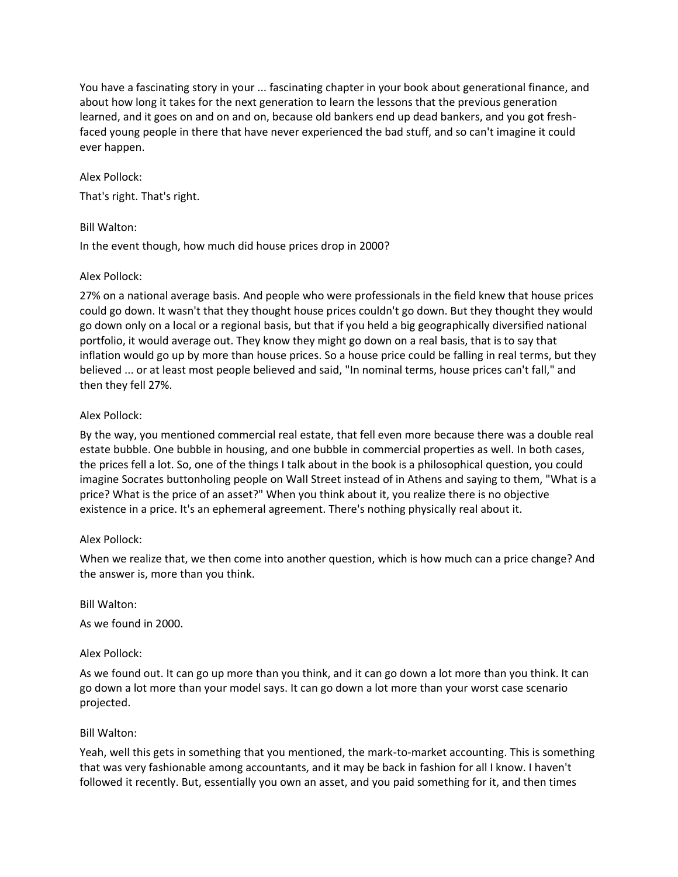You have a fascinating story in your ... fascinating chapter in your book about generational finance, and about how long it takes for the next generation to learn the lessons that the previous generation learned, and it goes on and on and on, because old bankers end up dead bankers, and you got fresh-faced young people in there that have never experienced the bad stuff, and so can't imagine it could ever happen.

Alex Pollock:

That's right. That's right.

Bill Walton:

In the event though, how much did house prices drop in 2000?

Alex Pollock:

27% on a national average basis. And people who were professionals in the field knew that house prices could go down. It wasn't that they thought house prices couldn't go down. But they thought they would go down only on a local or a regional basis, but that if you held a big geographically diversified national portfolio, it would average out. They know they might go down on a real basis, that is to say that inflation would go up by more than house prices. So a house price could be falling in real terms, but they believed ... or at least most people believed and said, "In nominal terms, house prices can't fall," and then they fell 27%.

Alex Pollock:

By the way, you mentioned commercial real estate, that fell even more because there was a double real estate bubble. One bubble in housing, and one bubble in commercial properties as well. In both cases, the prices fell a lot. So, one of the things I talk about in the book is a philosophical question, you could imagine Socrates buttonholing people on Wall Street instead of in Athens and saying to them, "What is a price? What is the price of an asset?" When you think about it, you realize there is no objective existence in a price. It's an ephemeral agreement. There's nothing physically real about it.

Alex Pollock:

When we realize that, we then come into another question, which is how much can a price change? And the answer is, more than you think.

Bill Walton:

As we found in 2000.

Alex Pollock:

As we found out. It can go up more than you think, and it can go down a lot more than you think. It can go down a lot more than your model says. It can go down a lot more than your worst case scenario projected.

Bill Walton:

Yeah, well this gets in something that you mentioned, the mark-to-market accounting. This is something that was very fashionable among accountants, and it may be back in fashion for all I know. I haven't followed it recently. But, essentially you own an asset, and you paid something for it, and then times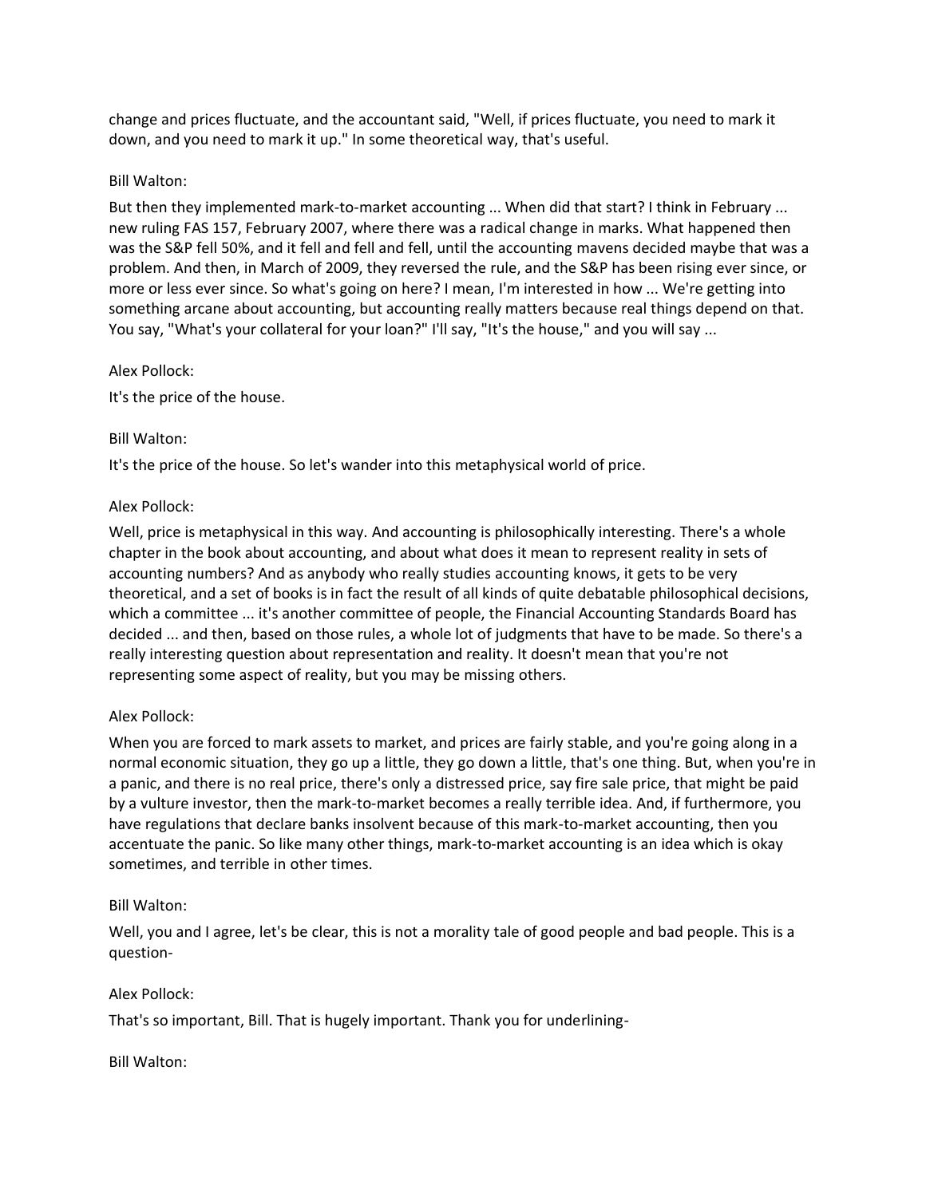change and prices fluctuate, and the accountant said, "Well, if prices fluctuate, you need to mark it down, and you need to mark it up." In some theoretical way, that's useful.

Bill Walton:

But then they implemented mark-to-market accounting ... When did that start? I think in February ... new ruling FAS 157, February 2007, where there was a radical change in marks. What happened then was the S&P fell 50%, and it fell and fell and fell, until the accounting mavens decided maybe that was a problem. And then, in March of 2009, they reversed the rule, and the S&P has been rising ever since, or more or less ever since. So what's going on here? I mean, I'm interested in how ... We're getting into something arcane about accounting, but accounting really matters because real things depend on that. You say, "What's your collateral for your loan?" I'll say, "It's the house," and you will say ...

Alex Pollock:

It's the price of the house.

Bill Walton:

It's the price of the house. So let's wander into this metaphysical world of price.

Alex Pollock:

Well, price is metaphysical in this way. And accounting is philosophically interesting. There's a whole chapter in the book about accounting, and about what does it mean to represent reality in sets of accounting numbers? And as anybody who really studies accounting knows, it gets to be very theoretical, and a set of books is in fact the result of all kinds of quite debatable philosophical decisions, which a committee ... it's another committee of people, the Financial Accounting Standards Board has decided ... and then, based on those rules, a whole lot of judgments that have to be made. So there's a really interesting question about representation and reality. It doesn't mean that you're not representing some aspect of reality, but you may be missing others.

Alex Pollock:

When you are forced to mark assets to market, and prices are fairly stable, and you're going along in a normal economic situation, they go up a little, they go down a little, that's one thing. But, when you're in a panic, and there is no real price, there's only a distressed price, say fire sale price, that might be paid by a vulture investor, then the mark-to-market becomes a really terrible idea. And, if furthermore, you have regulations that declare banks insolvent because of this mark-to-market accounting, then you accentuate the panic. So like many other things, mark-to-market accounting is an idea which is okay sometimes, and terrible in other times.

Bill Walton:

Well, you and I agree, let's be clear, this is not a morality tale of good people and bad people. This is a question-

Alex Pollock:

That's so important, Bill. That is hugely important. Thank you for underlining-

Bill Walton: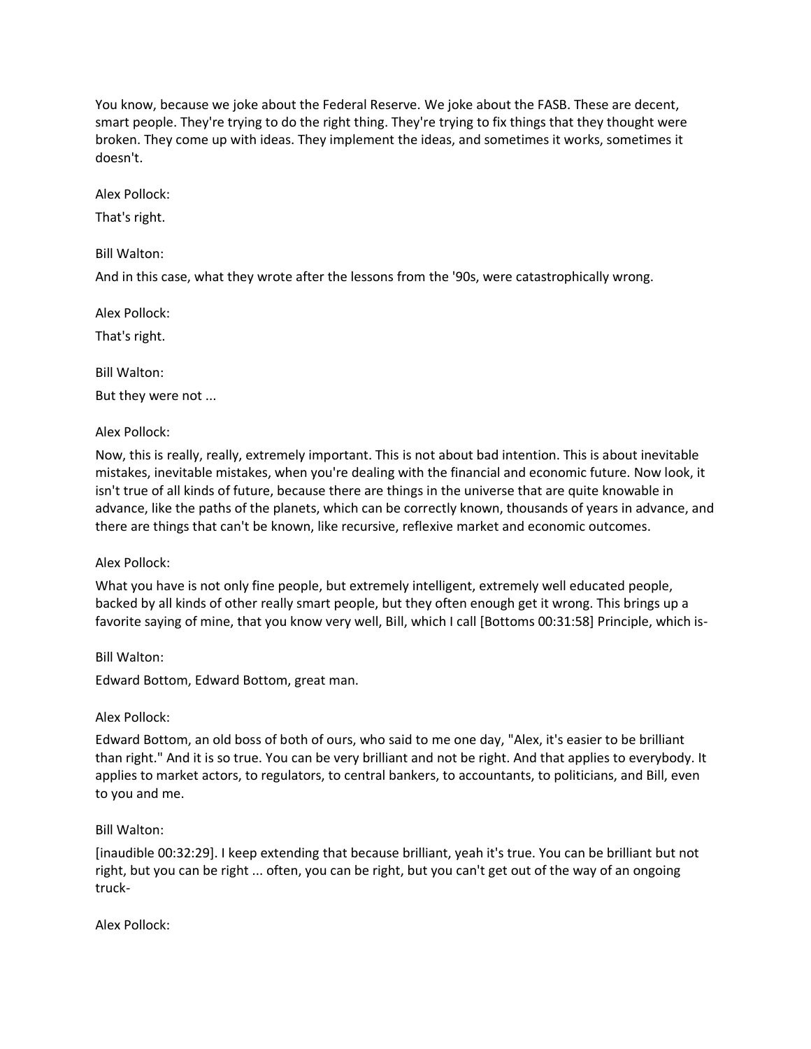You know, because we joke about the Federal Reserve. We joke about the FASB. These are decent, smart people. They're trying to do the right thing. They're trying to fix things that they thought were broken. They come up with ideas. They implement the ideas, and sometimes it works, sometimes it doesn't.

Alex Pollock:

That's right.

Bill Walton:

And in this case, what they wrote after the lessons from the '90s, were catastrophically wrong.

Alex Pollock:

That's right.

Bill Walton:

But they were not ...

Alex Pollock:

Now, this is really, really, extremely important. This is not about bad intention. This is about inevitable mistakes, inevitable mistakes, when you're dealing with the financial and economic future. Now look, it isn't true of all kinds of future, because there are things in the universe that are quite knowable in advance, like the paths of the planets, which can be correctly known, thousands of years in advance, and there are things that can't be known, like recursive, reflexive market and economic outcomes.

Alex Pollock:

What you have is not only fine people, but extremely intelligent, extremely well educated people, backed by all kinds of other really smart people, but they often enough get it wrong. This brings up a favorite saying of mine, that you know very well, Bill, which I call [Bottoms 00:31:58] Principle, which is-

Bill Walton:

Edward Bottom, Edward Bottom, great man.

Alex Pollock:

Edward Bottom, an old boss of both of ours, who said to me one day, "Alex, it's easier to be brilliant than right." And it is so true. You can be very brilliant and not be right. And that applies to everybody. It applies to market actors, to regulators, to central bankers, to accountants, to politicians, and Bill, even to you and me.

Bill Walton:

[inaudible 00:32:29]. I keep extending that because brilliant, yeah it's true. You can be brilliant but not right, but you can be right ... often, you can be right, but you can't get out of the way of an ongoing truck-

Alex Pollock: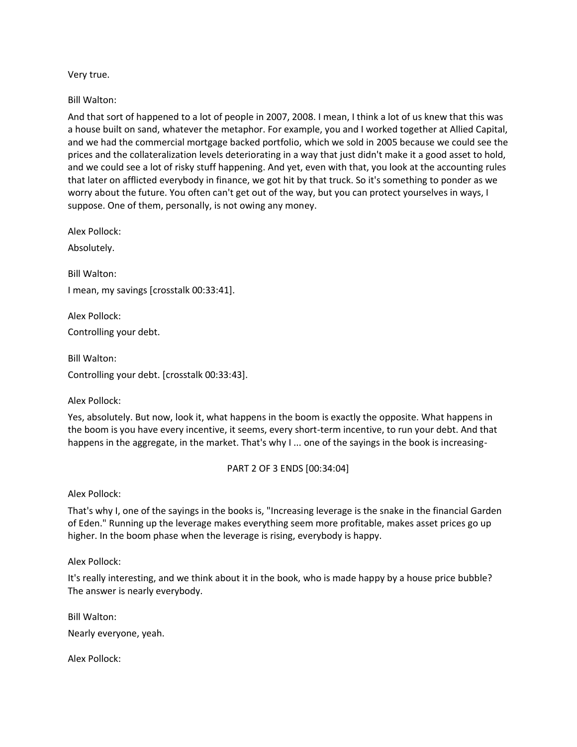Very true.

Bill Walton:

And that sort of happened to a lot of people in 2007, 2008. I mean, I think a lot of us knew that this was a house built on sand, whatever the metaphor. For example, you and I worked together at Allied Capital, and we had the commercial mortgage backed portfolio, which we sold in 2005 because we could see the prices and the collateralization levels deteriorating in a way that just didn't make it a good asset to hold, and we could see a lot of risky stuff happening. And yet, even with that, you look at the accounting rules that later on afflicted everybody in finance, we got hit by that truck. So it's something to ponder as we worry about the future. You often can't get out of the way, but you can protect yourselves in ways, I suppose. One of them, personally, is not owing any money.

Alex Pollock:

Absolutely.

Bill Walton:

I mean, my savings [crosstalk 00:33:41].

Alex Pollock:

Controlling your debt.

Bill Walton:

Controlling your debt. [crosstalk 00:33:43].

Alex Pollock:

Yes, absolutely. But now, look it, what happens in the boom is exactly the opposite. What happens in the boom is you have every incentive, it seems, every short-term incentive, to run your debt. And that happens in the aggregate, in the market. That's why I ... one of the sayings in the book is increasing-

PART 2 OF 3 ENDS [00:34:04]

Alex Pollock:

That's why I, one of the sayings in the books is, "Increasing leverage is the snake in the financial Garden of Eden." Running up the leverage makes everything seem more profitable, makes asset prices go up higher. In the boom phase when the leverage is rising, everybody is happy.

Alex Pollock:

It's really interesting, and we think about it in the book, who is made happy by a house price bubble? The answer is nearly everybody.

Bill Walton:

Nearly everyone, yeah.

Alex Pollock: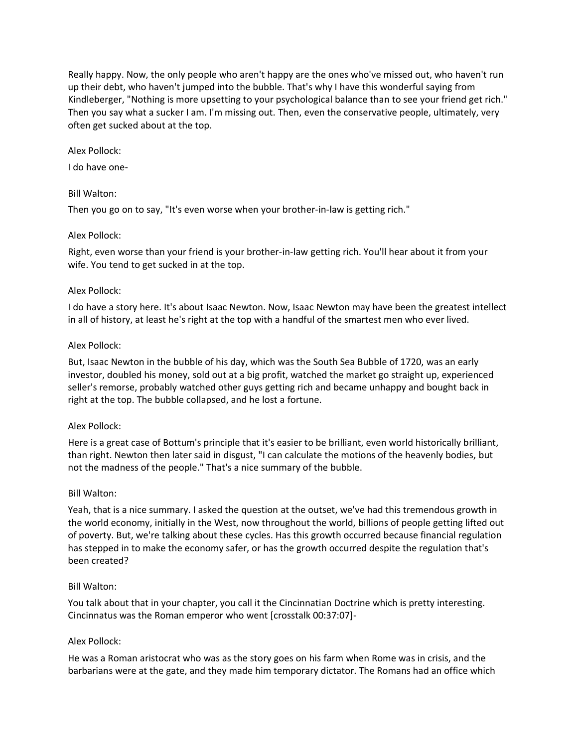Really happy. Now, the only people who aren't happy are the ones who've missed out, who haven't run up their debt, who haven't jumped into the bubble. That's why I have this wonderful saying from Kindleberger, "Nothing is more upsetting to your psychological balance than to see your friend get rich." Then you say what a sucker I am. I'm missing out. Then, even the conservative people, ultimately, very often get sucked about at the top.

Alex Pollock:

I do have one-

Bill Walton:

Then you go on to say, "It's even worse when your brother-in-law is getting rich."

Alex Pollock:

Right, even worse than your friend is your brother-in-law getting rich. You'll hear about it from your wife. You tend to get sucked in at the top.

Alex Pollock:

I do have a story here. It's about Isaac Newton. Now, Isaac Newton may have been the greatest intellect in all of history, at least he's right at the top with a handful of the smartest men who ever lived.

Alex Pollock:

But, Isaac Newton in the bubble of his day, which was the South Sea Bubble of 1720, was an early investor, doubled his money, sold out at a big profit, watched the market go straight up, experienced seller's remorse, probably watched other guys getting rich and became unhappy and bought back in right at the top. The bubble collapsed, and he lost a fortune.

Alex Pollock:

Here is a great case of Bottum's principle that it's easier to be brilliant, even world historically brilliant, than right. Newton then later said in disgust, "I can calculate the motions of the heavenly bodies, but not the madness of the people." That's a nice summary of the bubble.

Bill Walton:

Yeah, that is a nice summary. I asked the question at the outset, we've had this tremendous growth in the world economy, initially in the West, now throughout the world, billions of people getting lifted out of poverty. But, we're talking about these cycles. Has this growth occurred because financial regulation has stepped in to make the economy safer, or has the growth occurred despite the regulation that's been created?

Bill Walton:

You talk about that in your chapter, you call it the Cincinnatian Doctrine which is pretty interesting. Cincinnatus was the Roman emperor who went [crosstalk 00:37:07]-

Alex Pollock:

He was a Roman aristocrat who was as the story goes on his farm when Rome was in crisis, and the barbarians were at the gate, and they made him temporary dictator. The Romans had an office which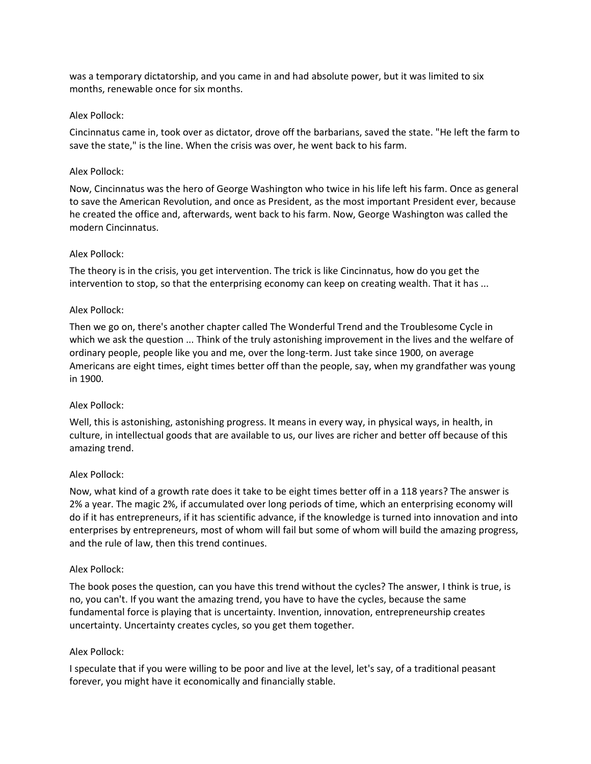was a temporary dictatorship, and you came in and had absolute power, but it was limited to six months, renewable once for six months.

Alex Pollock:

Cincinnatus came in, took over as dictator, drove off the barbarians, saved the state. "He left the farm to save the state," is the line. When the crisis was over, he went back to his farm.

Alex Pollock:

Now, Cincinnatus was the hero of George Washington who twice in his life left his farm. Once as general to save the American Revolution, and once as President, as the most important President ever, because he created the office and, afterwards, went back to his farm. Now, George Washington was called the modern Cincinnatus.

Alex Pollock:

The theory is in the crisis, you get intervention. The trick is like Cincinnatus, how do you get the intervention to stop, so that the enterprising economy can keep on creating wealth. That it has ...

Alex Pollock:

Then we go on, there's another chapter called The Wonderful Trend and the Troublesome Cycle in which we ask the question ... Think of the truly astonishing improvement in the lives and the welfare of ordinary people, people like you and me, over the long-term. Just take since 1900, on average Americans are eight times, eight times better off than the people, say, when my grandfather was young in 1900.

Alex Pollock:

Well, this is astonishing, astonishing progress. It means in every way, in physical ways, in health, in culture, in intellectual goods that are available to us, our lives are richer and better off because of this amazing trend.

Alex Pollock:

Now, what kind of a growth rate does it take to be eight times better off in a 118 years? The answer is 2% a year. The magic 2%, if accumulated over long periods of time, which an enterprising economy will do if it has entrepreneurs, if it has scientific advance, if the knowledge is turned into innovation and into enterprises by entrepreneurs, most of whom will fail but some of whom will build the amazing progress, and the rule of law, then this trend continues.

Alex Pollock:

The book poses the question, can you have this trend without the cycles? The answer, I think is true, is no, you can't. If you want the amazing trend, you have to have the cycles, because the same fundamental force is playing that is uncertainty. Invention, innovation, entrepreneurship creates uncertainty. Uncertainty creates cycles, so you get them together.

Alex Pollock:

I speculate that if you were willing to be poor and live at the level, let's say, of a traditional peasant forever, you might have it economically and financially stable.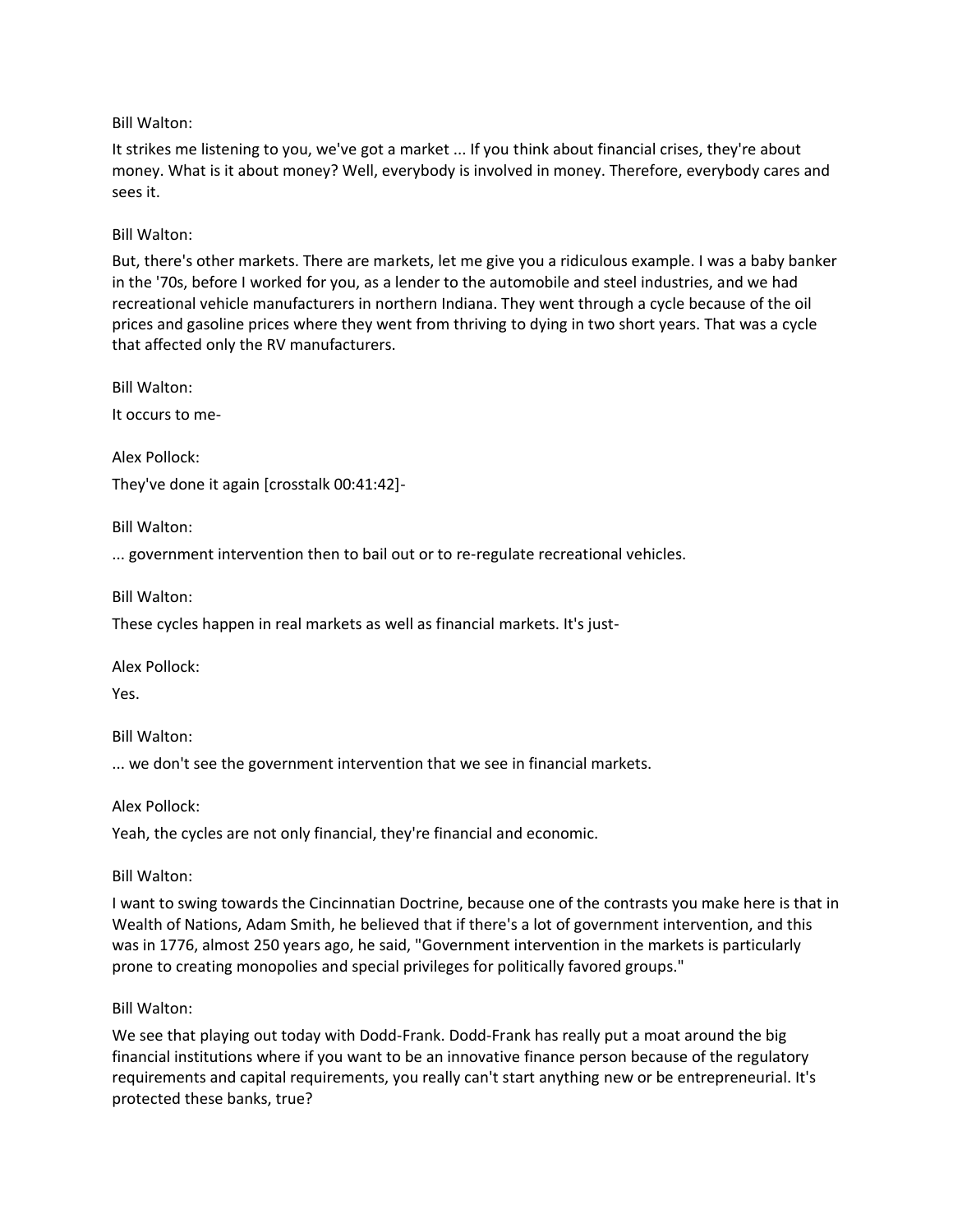Bill Walton:

It strikes me listening to you, we've got a market ... If you think about financial crises, they're about money. What is it about money? Well, everybody is involved in money. Therefore, everybody cares and sees it.

Bill Walton:

But, there's other markets. There are markets, let me give you a ridiculous example. I was a baby banker in the '70s, before I worked for you, as a lender to the automobile and steel industries, and we had recreational vehicle manufacturers in northern Indiana. They went through a cycle because of the oil prices and gasoline prices where they went from thriving to dying in two short years. That was a cycle that affected only the RV manufacturers.

Bill Walton:

It occurs to me-

Alex Pollock:

They've done it again [crosstalk 00:41:42]-

Bill Walton:

... government intervention then to bail out or to re-regulate recreational vehicles.

Bill Walton:

These cycles happen in real markets as well as financial markets. It's just-

Alex Pollock:

Yes.

Bill Walton:

... we don't see the government intervention that we see in financial markets.

Alex Pollock:

Yeah, the cycles are not only financial, they're financial and economic.

Bill Walton:

I want to swing towards the Cincinnatian Doctrine, because one of the contrasts you make here is that in Wealth of Nations, Adam Smith, he believed that if there's a lot of government intervention, and this was in 1776, almost 250 years ago, he said, "Government intervention in the markets is particularly prone to creating monopolies and special privileges for politically favored groups."

Bill Walton:

We see that playing out today with Dodd-Frank. Dodd-Frank has really put a moat around the big financial institutions where if you want to be an innovative finance person because of the regulatory requirements and capital requirements, you really can't start anything new or be entrepreneurial. It's protected these banks, true?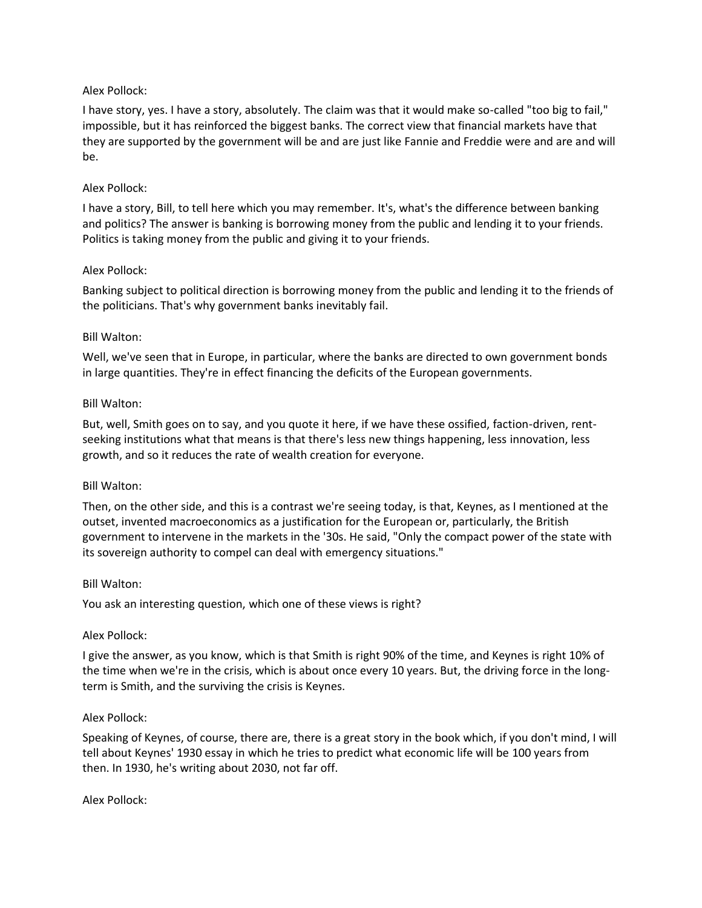Alex Pollock:

I have story, yes. I have a story, absolutely. The claim was that it would make so-called "too big to fail," impossible, but it has reinforced the biggest banks. The correct view that financial markets have that they are supported by the government will be and are just like Fannie and Freddie were and are and will be.

Alex Pollock:

I have a story, Bill, to tell here which you may remember. It's, what's the difference between banking and politics? The answer is banking is borrowing money from the public and lending it to your friends. Politics is taking money from the public and giving it to your friends.

Alex Pollock:

Banking subject to political direction is borrowing money from the public and lending it to the friends of the politicians. That's why government banks inevitably fail.

Bill Walton:

Well, we've seen that in Europe, in particular, where the banks are directed to own government bonds in large quantities. They're in effect financing the deficits of the European governments.

Bill Walton:

But, well, Smith goes on to say, and you quote it here, if we have these ossified, faction-driven, rent-seeking institutions what that means is that there's less new things happening, less innovation, less growth, and so it reduces the rate of wealth creation for everyone.

Bill Walton:

Then, on the other side, and this is a contrast we're seeing today, is that, Keynes, as I mentioned at the outset, invented macroeconomics as a justification for the European or, particularly, the British government to intervene in the markets in the '30s. He said, "Only the compact power of the state with its sovereign authority to compel can deal with emergency situations."

Bill Walton:

You ask an interesting question, which one of these views is right?

Alex Pollock:

I give the answer, as you know, which is that Smith is right 90% of the time, and Keynes is right 10% of the time when we're in the crisis, which is about once every 10 years. But, the driving force in the long-term is Smith, and the surviving the crisis is Keynes.

Alex Pollock:

Speaking of Keynes, of course, there are, there is a great story in the book which, if you don't mind, I will tell about Keynes' 1930 essay in which he tries to predict what economic life will be 100 years from then. In 1930, he's writing about 2030, not far off.

Alex Pollock: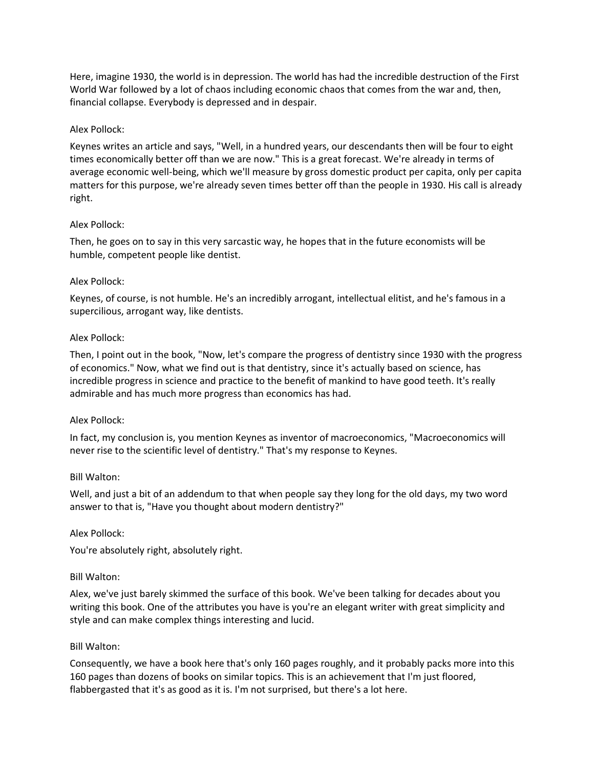Here, imagine 1930, the world is in depression. The world has had the incredible destruction of the First World War followed by a lot of chaos including economic chaos that comes from the war and, then, financial collapse. Everybody is depressed and in despair.

Alex Pollock:

Keynes writes an article and says, "Well, in a hundred years, our descendants then will be four to eight times economically better off than we are now." This is a great forecast. We're already in terms of average economic well-being, which we'll measure by gross domestic product per capita, only per capita matters for this purpose, we're already seven times better off than the people in 1930. His call is already right.

Alex Pollock:

Then, he goes on to say in this very sarcastic way, he hopes that in the future economists will be humble, competent people like dentist.

Alex Pollock:

Keynes, of course, is not humble. He's an incredibly arrogant, intellectual elitist, and he's famous in a supercilious, arrogant way, like dentists.

Alex Pollock:

Then, I point out in the book, "Now, let's compare the progress of dentistry since 1930 with the progress of economics." Now, what we find out is that dentistry, since it's actually based on science, has incredible progress in science and practice to the benefit of mankind to have good teeth. It's really admirable and has much more progress than economics has had.

Alex Pollock:

In fact, my conclusion is, you mention Keynes as inventor of macroeconomics, "Macroeconomics will never rise to the scientific level of dentistry." That's my response to Keynes.

Bill Walton:

Well, and just a bit of an addendum to that when people say they long for the old days, my two word answer to that is, "Have you thought about modern dentistry?"

Alex Pollock:

You're absolutely right, absolutely right.

Bill Walton:

Alex, we've just barely skimmed the surface of this book. We've been talking for decades about you writing this book. One of the attributes you have is you're an elegant writer with great simplicity and style and can make complex things interesting and lucid.

Bill Walton:

Consequently, we have a book here that's only 160 pages roughly, and it probably packs more into this 160 pages than dozens of books on similar topics. This is an achievement that I'm just floored, flabbergasted that it's as good as it is. I'm not surprised, but there's a lot here.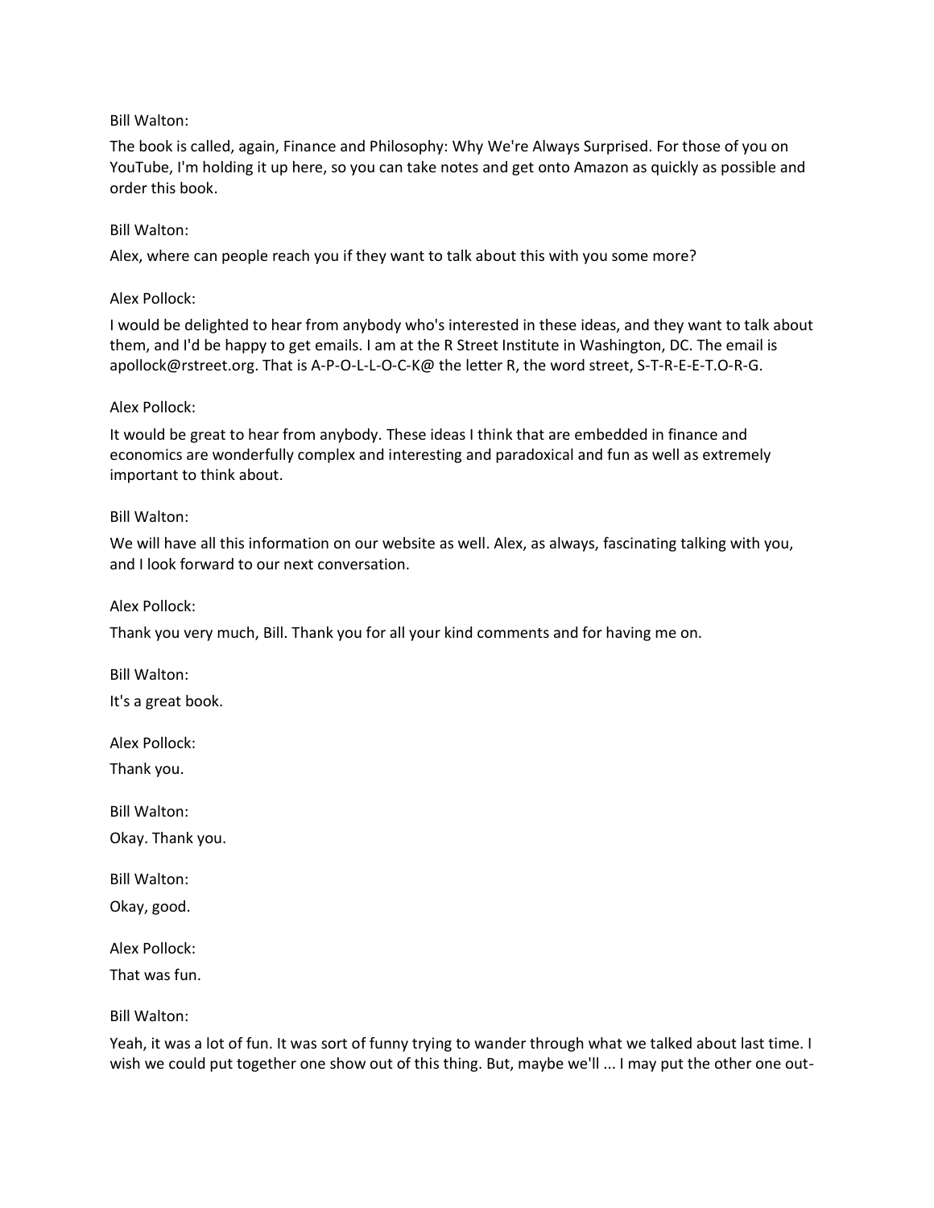Bill Walton:

The book is called, again, Finance and Philosophy: Why We're Always Surprised. For those of you on YouTube, I'm holding it up here, so you can take notes and get onto Amazon as quickly as possible and order this book.

Bill Walton:

Alex, where can people reach you if they want to talk about this with you some more?

Alex Pollock:

I would be delighted to hear from anybody who's interested in these ideas, and they want to talk about them, and I'd be happy to get emails. I am at the R Street Institute in Washington, DC. The email is apollock@rstreet.org. That is A-P-O-L-L-O-C-K@ the letter R, the word street, S-T-R-E-E-T.O-R-G.

Alex Pollock:

It would be great to hear from anybody. These ideas I think that are embedded in finance and economics are wonderfully complex and interesting and paradoxical and fun as well as extremely important to think about.

Bill Walton:

We will have all this information on our website as well. Alex, as always, fascinating talking with you, and I look forward to our next conversation.

Alex Pollock:

Thank you very much, Bill. Thank you for all your kind comments and for having me on.

Bill Walton:

It's a great book.

Alex Pollock:

Thank you.

Bill Walton:

Okay. Thank you.

Bill Walton:

Okay, good.

Alex Pollock:

That was fun.

Bill Walton:

Yeah, it was a lot of fun. It was sort of funny trying to wander through what we talked about last time. I wish we could put together one show out of this thing. But, maybe we'll ... I may put the other one out-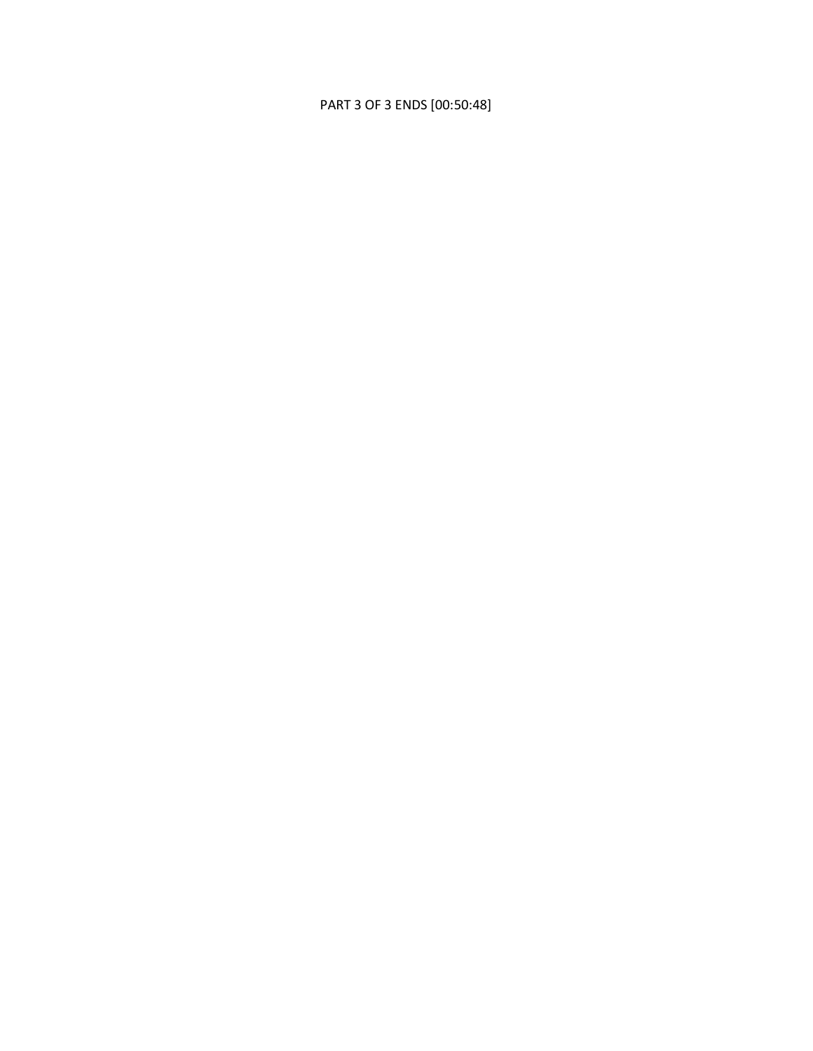PART 3 OF 3 ENDS [00:50:48]